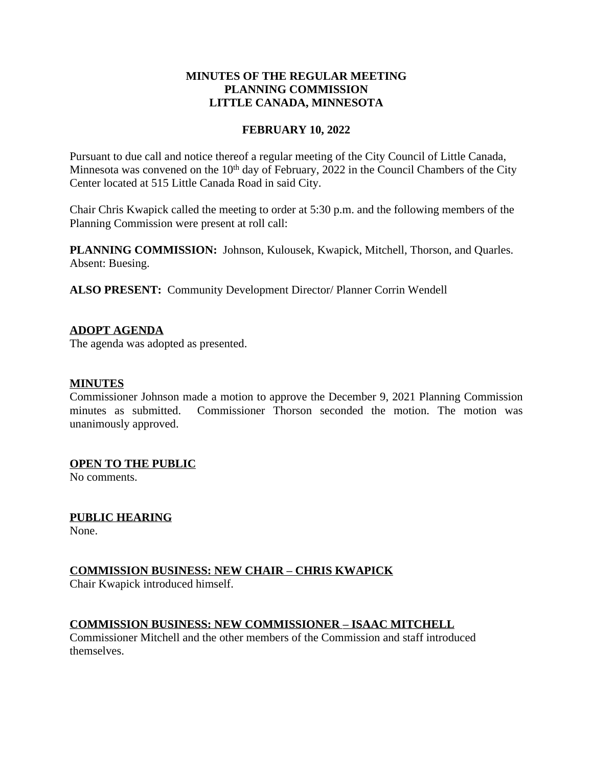**MINUTES OF THE REGULAR MEETING**
**PLANNING COMMISSION**
**LITTLE CANADA, MINNESOTA**

**FEBRUARY 10, 2022**

Pursuant to due call and notice thereof a regular meeting of the City Council of Little Canada, Minnesota was convened on the 10th day of February, 2022 in the Council Chambers of the City Center located at 515 Little Canada Road in said City.

Chair Chris Kwapick called the meeting to order at 5:30 p.m. and the following members of the Planning Commission were present at roll call:

**PLANNING COMMISSION:** Johnson, Kulousek, Kwapick, Mitchell, Thorson, and Quarles. Absent: Buesing.

**ALSO PRESENT:** Community Development Director/ Planner Corrin Wendell

**ADOPT AGENDA**

The agenda was adopted as presented.

**MINUTES**

Commissioner Johnson made a motion to approve the December 9, 2021 Planning Commission minutes as submitted. Commissioner Thorson seconded the motion. The motion was unanimously approved.

**OPEN TO THE PUBLIC**

No comments.

**PUBLIC HEARING**

None.

**COMMISSION BUSINESS: NEW CHAIR – CHRIS KWAPICK**

Chair Kwapick introduced himself.

**COMMISSION BUSINESS: NEW COMMISSIONER – ISAAC MITCHELL**

Commissioner Mitchell and the other members of the Commission and staff introduced themselves.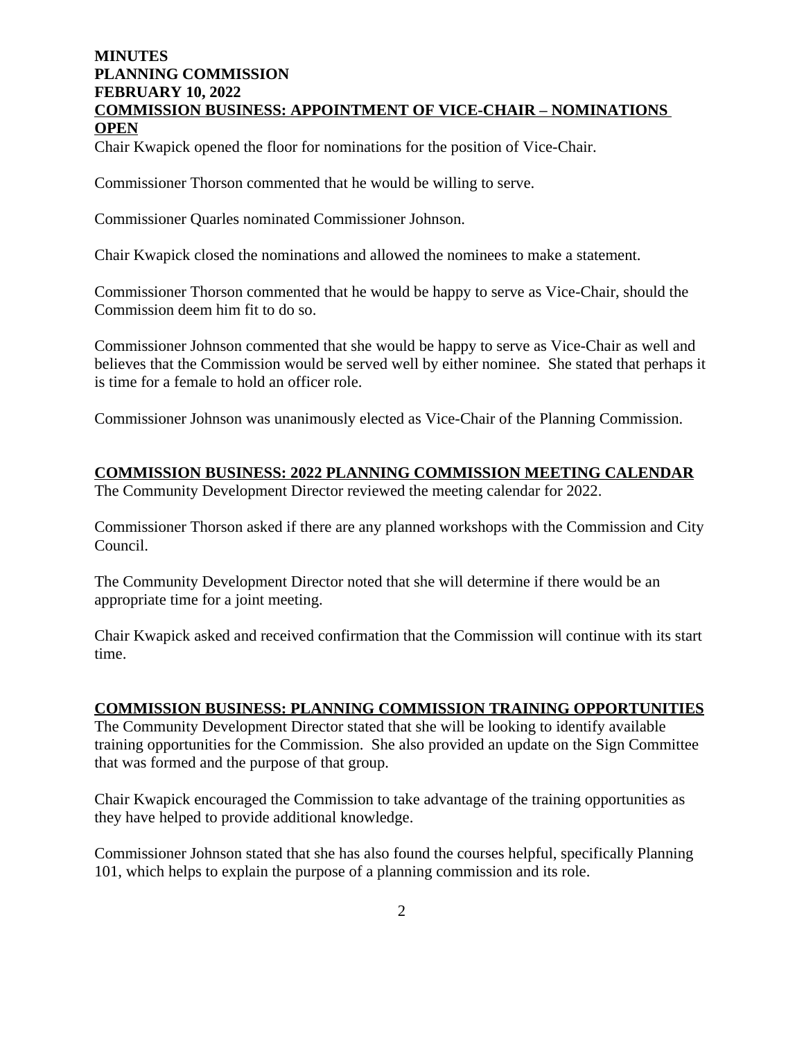**MINUTES**
**PLANNING COMMISSION**
**FEBRUARY 10, 2022**

## COMMISSION BUSINESS: APPOINTMENT OF VICE-CHAIR – NOMINATIONS OPEN

Chair Kwapick opened the floor for nominations for the position of Vice-Chair.

Commissioner Thorson commented that he would be willing to serve.

Commissioner Quarles nominated Commissioner Johnson.

Chair Kwapick closed the nominations and allowed the nominees to make a statement.

Commissioner Thorson commented that he would be happy to serve as Vice-Chair, should the Commission deem him fit to do so.

Commissioner Johnson commented that she would be happy to serve as Vice-Chair as well and believes that the Commission would be served well by either nominee. She stated that perhaps it is time for a female to hold an officer role.

Commissioner Johnson was unanimously elected as Vice-Chair of the Planning Commission.

## COMMISSION BUSINESS: 2022 PLANNING COMMISSION MEETING CALENDAR

The Community Development Director reviewed the meeting calendar for 2022.

Commissioner Thorson asked if there are any planned workshops with the Commission and City Council.

The Community Development Director noted that she will determine if there would be an appropriate time for a joint meeting.

Chair Kwapick asked and received confirmation that the Commission will continue with its start time.

## COMMISSION BUSINESS: PLANNING COMMISSION TRAINING OPPORTUNITIES

The Community Development Director stated that she will be looking to identify available training opportunities for the Commission. She also provided an update on the Sign Committee that was formed and the purpose of that group.

Chair Kwapick encouraged the Commission to take advantage of the training opportunities as they have helped to provide additional knowledge.

Commissioner Johnson stated that she has also found the courses helpful, specifically Planning 101, which helps to explain the purpose of a planning commission and its role.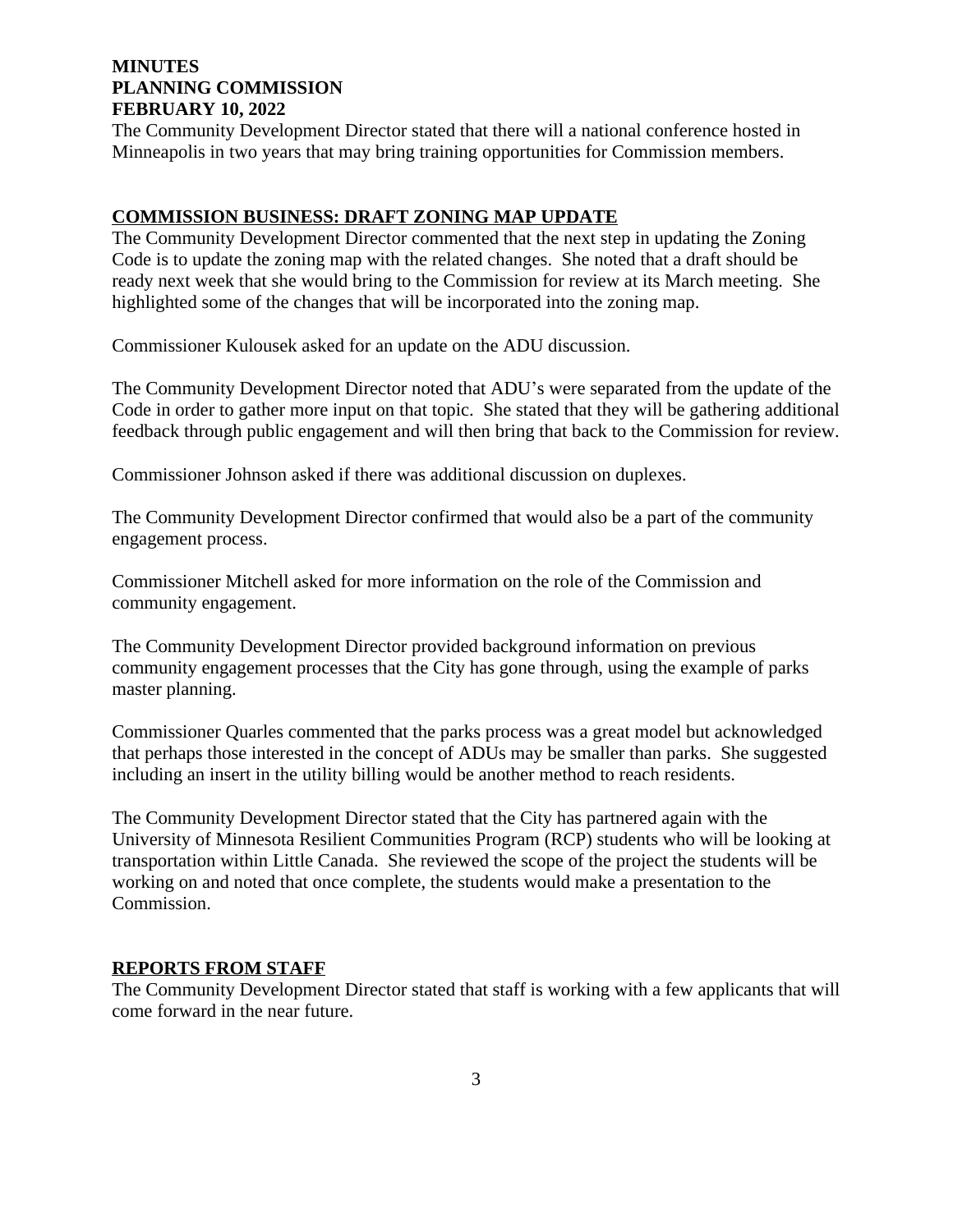The Community Development Director stated that there will a national conference hosted in Minneapolis in two years that may bring training opportunities for Commission members.

## COMMISSION BUSINESS: DRAFT ZONING MAP UPDATE

The Community Development Director commented that the next step in updating the Zoning Code is to update the zoning map with the related changes. She noted that a draft should be ready next week that she would bring to the Commission for review at its March meeting. She highlighted some of the changes that will be incorporated into the zoning map.

Commissioner Kulousek asked for an update on the ADU discussion.

The Community Development Director noted that ADU's were separated from the update of the Code in order to gather more input on that topic. She stated that they will be gathering additional feedback through public engagement and will then bring that back to the Commission for review.

Commissioner Johnson asked if there was additional discussion on duplexes.

The Community Development Director confirmed that would also be a part of the community engagement process.

Commissioner Mitchell asked for more information on the role of the Commission and community engagement.

The Community Development Director provided background information on previous community engagement processes that the City has gone through, using the example of parks master planning.

Commissioner Quarles commented that the parks process was a great model but acknowledged that perhaps those interested in the concept of ADUs may be smaller than parks. She suggested including an insert in the utility billing would be another method to reach residents.

The Community Development Director stated that the City has partnered again with the University of Minnesota Resilient Communities Program (RCP) students who will be looking at transportation within Little Canada. She reviewed the scope of the project the students will be working on and noted that once complete, the students would make a presentation to the Commission.

## REPORTS FROM STAFF

The Community Development Director stated that staff is working with a few applicants that will come forward in the near future.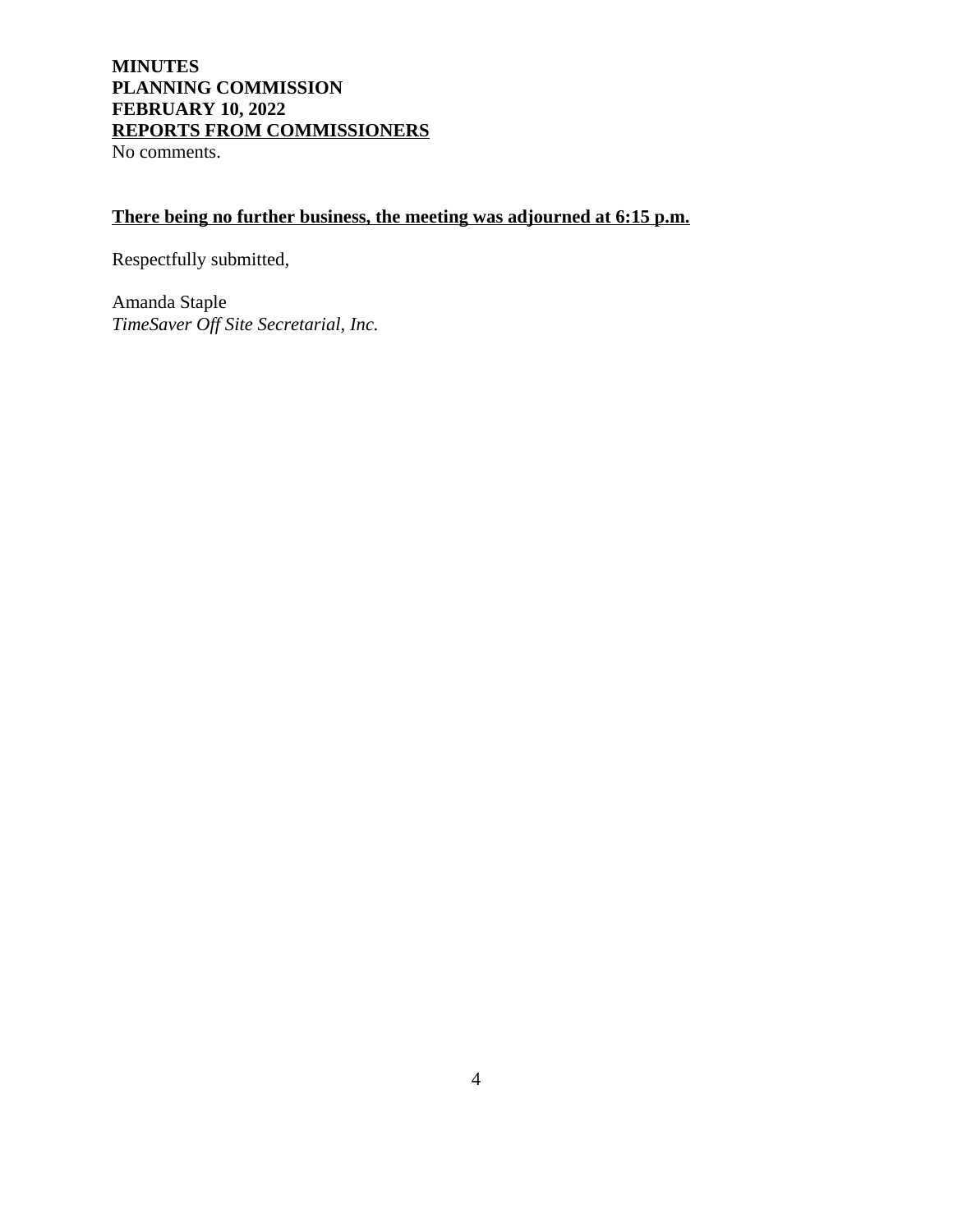**REPORTS FROM COMMISSIONERS**

No comments.

**There being no further business, the meeting was adjourned at 6:15 p.m.**

Respectfully submitted,

Amanda Staple

*TimeSaver Off Site Secretarial, Inc.*